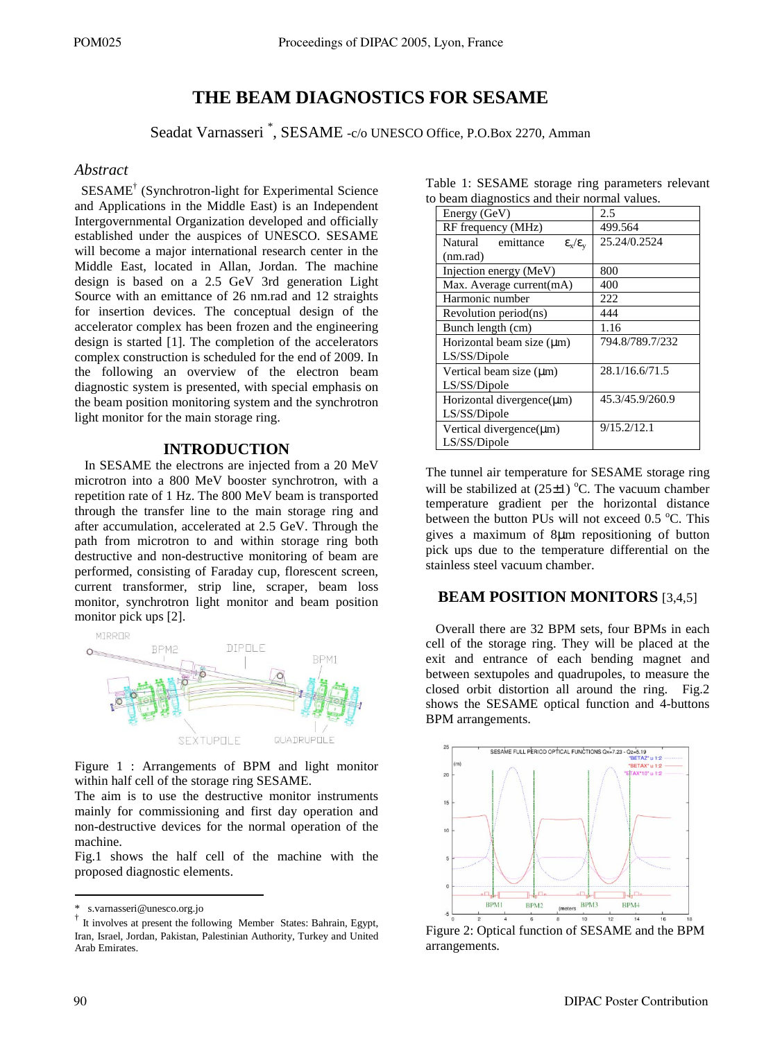# THE BEAM DIAGNOSTICS FOR SESAME

Seadat Varnasseri *, SESAME -c/o UNESCO Office, P.O.Box 2270, Amman

## *Abstract*

SESAME[†] (Synchrotron-light for Experimental Science and Applications in the Middle East) is an Independent Intergovernmental Organization developed and officially established under the auspices of UNESCO. SESAME will become a major international research center in the Middle East, located in Allan, Jordan. The machine design is based on a 2.5 GeV 3rd generation Light Source with an emittance of 26 nm.rad and 12 straights for insertion devices. The conceptual design of the accelerator complex has been frozen and the engineering design is started [1]. The completion of the accelerators complex construction is scheduled for the end of 2009. In the following an overview of the electron beam diagnostic system is presented, with special emphasis on the beam position monitoring system and the synchrotron light monitor for the main storage ring.

## INTRODUCTION

In SESAME the electrons are injected from a 20 MeV microtron into a 800 MeV booster synchrotron, with a repetition rate of 1 Hz. The 800 MeV beam is transported through the transfer line to the main storage ring and after accumulation, accelerated at 2.5 GeV. Through the path from microtron to and within storage ring both destructive and non-destructive monitoring of beam are performed, consisting of Faraday cup, florescent screen, current transformer, strip line, scraper, beam loss monitor, synchrotron light monitor and beam position monitor pick ups [2].

Figure 1 : Arrangements of BPM and light monitor within half cell of the storage ring SESAME.

The aim is to use the destructive monitor instruments mainly for commissioning and first day operation and non-destructive devices for the normal operation of the machine.

Fig.1 shows the half cell of the machine with the proposed diagnostic elements.

Table 1: SESAME storage ring parameters relevant to beam diagnostics and their normal values.

| Parameter | Value |
|---|---|
| Energy (GeV) | 2.5 |
| RF frequency (MHz) | 499.564 |
| Natural emittance $\varepsilon_x/\varepsilon_y$ (nm.rad) | 25.24/0.2524 |
| Injection energy (MeV) | 800 |
| Max. Average current(mA) | 400 |
| Harmonic number | 222 |
| Revolution period(ns) | 444 |
| Bunch length (cm) | 1.16 |
| Horizontal beam size (μm) LS/SS/Dipole | 794.8/789.7/232 |
| Vertical beam size (μm) LS/SS/Dipole | 28.1/16.6/71.5 |
| Horizontal divergence(μm) LS/SS/Dipole | 45.3/45.9/260.9 |
| Vertical divergence(μm) LS/SS/Dipole | 9/15.2/12.1 |

The tunnel air temperature for SESAME storage ring will be stabilized at (25±1) °C. The vacuum chamber temperature gradient per the horizontal distance between the button PUs will not exceed 0.5 °C. This gives a maximum of 8μm repositioning of button pick ups due to the temperature differential on the stainless steel vacuum chamber.

## BEAM POSITION MONITORS [3,4,5]

Overall there are 32 BPM sets, four BPMs in each cell of the storage ring. They will be placed at the exit and entrance of each bending magnet and between sextupoles and quadrupoles, to measure the closed orbit distortion all around the ring. Fig.2 shows the SESAME optical function and 4-buttons BPM arrangements.

Figure 2: Optical function of SESAME and the BPM arrangements.

---

* s.varnasseri@unesco.org.jo

† It involves at present the following Member States: Bahrain, Egypt, Iran, Israel, Jordan, Pakistan, Palestinian Authority, Turkey and United Arab Emirates.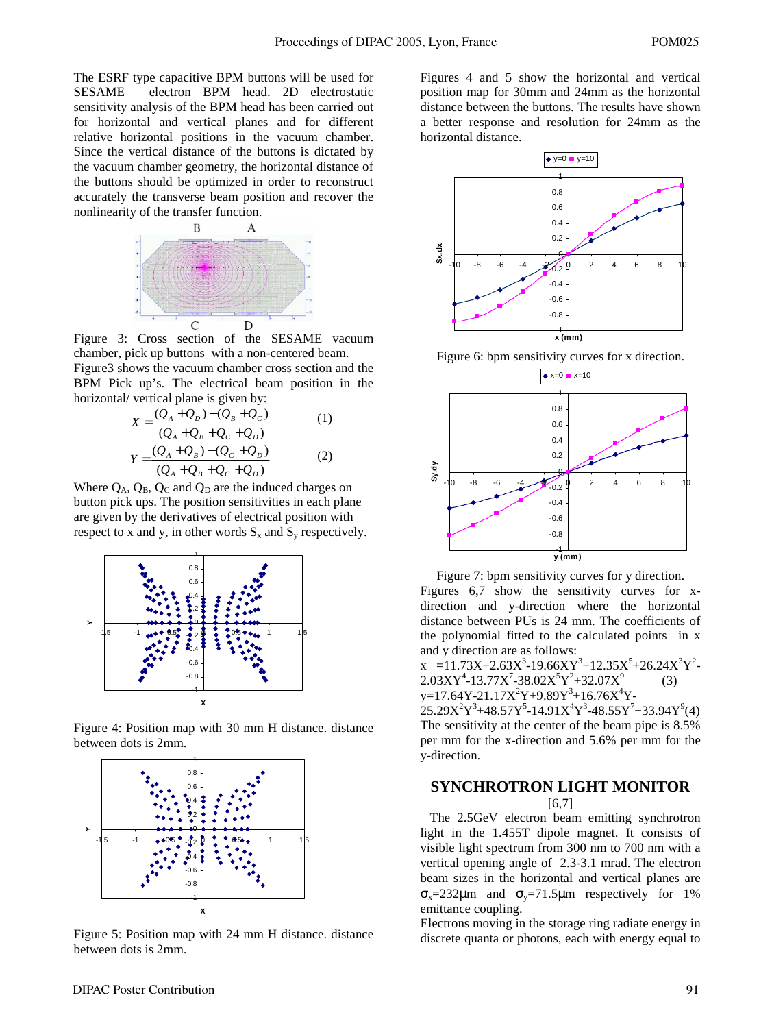The ESRF type capacitive BPM buttons will be used for SESAME electron BPM head. 2D electrostatic sensitivity analysis of the BPM head has been carried out for horizontal and vertical planes and for different relative horizontal positions in the vacuum chamber. Since the vertical distance of the buttons is dictated by the vacuum chamber geometry, the horizontal distance of the buttons should be optimized in order to reconstruct accurately the transverse beam position and recover the nonlinearity of the transfer function.

Figure 3: Cross section of the SESAME vacuum chamber, pick up buttons with a non-centered beam.

Figure3 shows the vacuum chamber cross section and the BPM Pick up's. The electrical beam position in the horizontal/ vertical plane is given by:

$$X = \frac{(Q_A + Q_D) - (Q_B + Q_C)}{(Q_A + Q_B + Q_C + Q_D)} \qquad (1)$$

$$Y = \frac{(Q_A + Q_B) - (Q_C + Q_D)}{(Q_A + Q_B + Q_C + Q_D)} \qquad (2)$$

Where $Q_A$, $Q_B$, $Q_C$ and $Q_D$ are the induced charges on button pick ups. The position sensitivities in each plane are given by the derivatives of electrical position with respect to x and y, in other words $S_x$ and $S_y$ respectively.

Figure 4: Position map with 30 mm H distance. distance between dots is 2mm.

Figure 5: Position map with 24 mm H distance. distance between dots is 2mm.

Figures 4 and 5 show the horizontal and vertical position map for 30mm and 24mm as the horizontal distance between the buttons. The results have shown a better response and resolution for 24mm as the horizontal distance.

Figure 6: bpm sensitivity curves for x direction.

Figure 7: bpm sensitivity curves for y direction.

Figures 6,7 show the sensitivity curves for x-direction and y-direction where the horizontal distance between PUs is 24 mm. The coefficients of the polynomial fitted to the calculated points in x and y direction are as follows:

$$x = 11.73X + 2.63X^3 - 19.66XY^3 + 12.35X^5 + 26.24X^3Y^2 - 2.03XY^4 - 13.77X^7 - 38.02X^5Y^2 + 32.07X^9 \qquad (3)$$

$$y = 17.64Y - 21.17X^2Y + 9.89Y^3 + 16.76X^4Y - 25.29X^2Y^3 + 48.57Y^5 - 14.91X^4Y^3 - 48.55Y^7 + 33.94Y^9 \qquad (4)$$

The sensitivity at the center of the beam pipe is 8.5% per mm for the x-direction and 5.6% per mm for the y-direction.

## SYNCHROTRON LIGHT MONITOR

[6,7]

The 2.5GeV electron beam emitting synchrotron light in the 1.455T dipole magnet. It consists of visible light spectrum from 300 nm to 700 nm with a vertical opening angle of 2.3-3.1 mrad. The electron beam sizes in the horizontal and vertical planes are $\sigma_x$=232μm and $\sigma_y$=71.5μm respectively for 1% emittance coupling.

Electrons moving in the storage ring radiate energy in discrete quanta or photons, each with energy equal to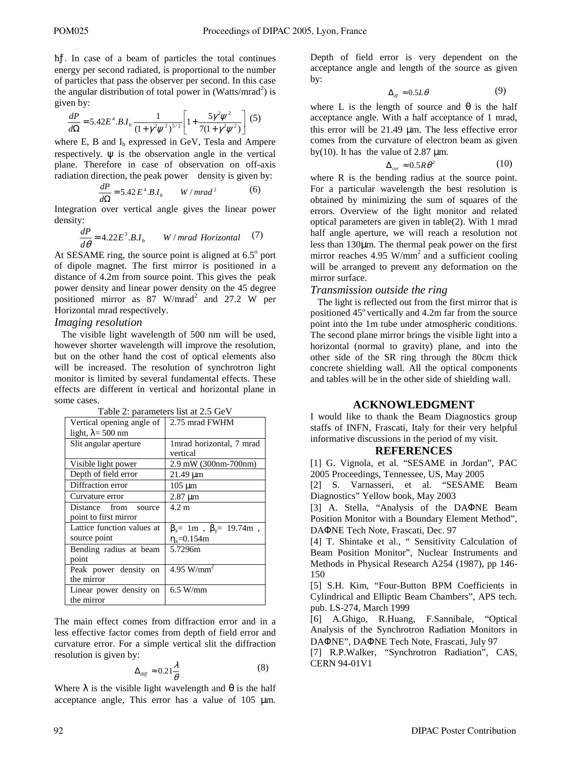$\hbar f$. In case of a beam of particles the total continues energy per second radiated, is proportional to the number of particles that pass the observer per second. In this case the angular distribution of total power in (Watts/mrad$^2$) is given by:

$$\frac{dP}{d\Omega} = 5.42E^4.B.I_b \frac{1}{(1+\gamma^2\psi^2)^{5/2}}\left[1+\frac{5\gamma^2\psi^2}{7(1+\gamma^2\psi^2)}\right] \quad (5)$$

where E, B and $I_b$ expressed in GeV, Tesla and Ampere respectively. $\psi$ is the observation angle in the vertical plane. Therefore in case of observation on off-axis radiation direction, the peak power density is given by:

$$\frac{dP}{d\Omega} = 5.42E^4.B.I_b \qquad W/mrad^2 \qquad (6)$$

Integration over vertical angle gives the linear power density:

$$\frac{dP}{d\theta} = 4.22E^3.B.I_b \qquad W/mrad\ Horizontal \qquad (7)$$

At SESAME ring, the source point is aligned at 6.5$^o$ port of dipole magnet. The first mirror is positioned in a distance of 4.2m from source point. This gives the peak power density and linear power density on the 45 degree positioned mirror as 87 W/mrad$^2$ and 27.2 W per Horizontal mrad respectively.

### *Imaging resolution*

The visible light wavelength of 500 nm will be used, however shorter wavelength will improve the resolution, but on the other hand the cost of optical elements also will be increased. The resolution of synchrotron light monitor is limited by several fundamental effects. These effects are different in vertical and horizontal plane in some cases.

Table 2: parameters list at 2.5 GeV

| | |
|---|---|
| Vertical opening angle of light, $\lambda$= 500 nm | 2.75 mrad FWHM |
| Slit angular aperture | 1mrad horizontal, 7 mrad vertical |
| Visible light power | 2.9 mW (300nm-700nm) |
| Depth of field error | 21.49 μm |
| Diffraction error | 105 μm |
| Curvature error | 2.87 μm |
| Distance from source point to first mirror | 4.2 m |
| Lattice function values at source point | $\beta_x$= 1m , $\beta_y$= 19.74m , $\eta_x$=0.154m |
| Bending radius at beam point | 5.7296m |
| Peak power density on the mirror | 4.95 W/mm$^2$ |
| Linear power density on the mirror | 6.5 W/mm |

The main effect comes from diffraction error and in a less effective factor comes from depth of field error and curvature error. For a simple vertical slit the diffraction resolution is given by:

$$\Delta_{diff} \approx 0.21\frac{\lambda}{\theta} \qquad (8)$$

Where $\lambda$ is the visible light wavelength and $\theta$ is the half acceptance angle, This error has a value of 105 μm. Depth of field error is very dependent on the acceptance angle and length of the source as given by:

$$\Delta_{df} \approx 0.5L\theta \qquad (9)$$

where L is the length of source and $\theta$ is the half acceptance angle. With a half acceptance of 1 mrad, this error will be 21.49 μm. The less effective error comes from the curvature of electron beam as given by(10). It has the value of 2.87 μm.

$$\Delta_{cur} \approx 0.5R\theta^2 \qquad (10)$$

where R is the bending radius at the source point. For a particular wavelength the best resolution is obtained by minimizing the sum of squares of the errors. Overview of the light monitor and related optical parameters are given in table(2). With 1 mrad half angle aperture, we will reach a resolution not less than 130μm. The thermal peak power on the first mirror reaches 4.95 W/mm$^2$ and a sufficient cooling will be arranged to prevent any deformation on the mirror surface.

### *Transmission outside the ring*

The light is reflected out from the first mirror that is positioned 45$^o$ vertically and 4.2m far from the source point into the 1m tube under atmospheric conditions. The second plane mirror brings the visible light into a horizontal (normal to gravity) plane, and into the other side of the SR ring through the 80cm thick concrete shielding wall. All the optical components and tables will be in the other side of shielding wall.

## ACKNOWLEDGMENT

I would like to thank the Beam Diagnostics group staffs of INFN, Frascati, Italy for their very helpful informative discussions in the period of my visit.

## REFERENCES

[1] G. Vignola, et al. "SESAME in Jordan", PAC 2005 Proceedings, Tennessee, US, May 2005

[2] S. Varnasseri, et al. "SESAME Beam Diagnostics" Yellow book, May 2003

[3] A. Stella, "Analysis of the DAΦNE Beam Position Monitor with a Boundary Element Method", DAΦNE Tech Note, Frascati, Dec. 97

[4] T. Shintake et al., " Sensitivity Calculation of Beam Position Monitor", Nuclear Instruments and Methods in Physical Research A254 (1987), pp 146-150

[5] S.H. Kim, "Four-Button BPM Coefficients in Cylindrical and Elliptic Beam Chambers", APS tech. pub. LS-274, March 1999

[6] A.Ghigo, R.Huang, F.Sannibale, "Optical Analysis of the Synchrotron Radiation Monitors in DAΦNE", DAΦNE Tech Note, Frascati, July 97

[7] R.P.Walker, "Synchrotron Radiation", CAS, CERN 94-01V1